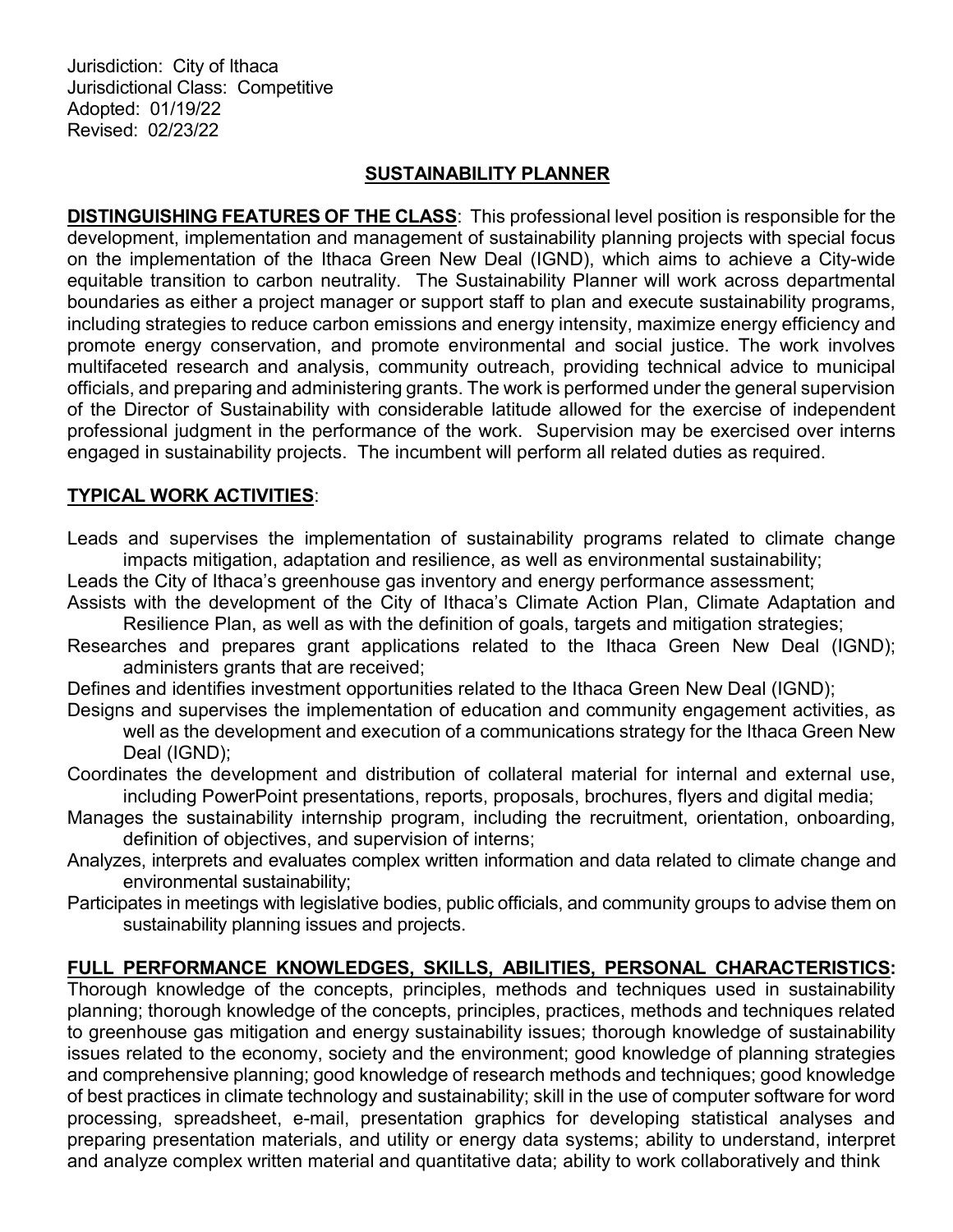Jurisdiction: City of Ithaca
Jurisdictional Class: Competitive
Adopted: 01/19/22
Revised: 02/23/22

# SUSTAINABILITY PLANNER

**DISTINGUISHING FEATURES OF THE CLASS**: This professional level position is responsible for the development, implementation and management of sustainability planning projects with special focus on the implementation of the Ithaca Green New Deal (IGND), which aims to achieve a City-wide equitable transition to carbon neutrality. The Sustainability Planner will work across departmental boundaries as either a project manager or support staff to plan and execute sustainability programs, including strategies to reduce carbon emissions and energy intensity, maximize energy efficiency and promote energy conservation, and promote environmental and social justice. The work involves multifaceted research and analysis, community outreach, providing technical advice to municipal officials, and preparing and administering grants. The work is performed under the general supervision of the Director of Sustainability with considerable latitude allowed for the exercise of independent professional judgment in the performance of the work. Supervision may be exercised over interns engaged in sustainability projects. The incumbent will perform all related duties as required.

**TYPICAL WORK ACTIVITIES**:

Leads and supervises the implementation of sustainability programs related to climate change impacts mitigation, adaptation and resilience, as well as environmental sustainability;

Leads the City of Ithaca's greenhouse gas inventory and energy performance assessment;

Assists with the development of the City of Ithaca's Climate Action Plan, Climate Adaptation and Resilience Plan, as well as with the definition of goals, targets and mitigation strategies;

Researches and prepares grant applications related to the Ithaca Green New Deal (IGND); administers grants that are received;

Defines and identifies investment opportunities related to the Ithaca Green New Deal (IGND);

Designs and supervises the implementation of education and community engagement activities, as well as the development and execution of a communications strategy for the Ithaca Green New Deal (IGND);

Coordinates the development and distribution of collateral material for internal and external use, including PowerPoint presentations, reports, proposals, brochures, flyers and digital media;

Manages the sustainability internship program, including the recruitment, orientation, onboarding, definition of objectives, and supervision of interns;

Analyzes, interprets and evaluates complex written information and data related to climate change and environmental sustainability;

Participates in meetings with legislative bodies, public officials, and community groups to advise them on sustainability planning issues and projects.

**FULL PERFORMANCE KNOWLEDGES, SKILLS, ABILITIES, PERSONAL CHARACTERISTICS:**
Thorough knowledge of the concepts, principles, methods and techniques used in sustainability planning; thorough knowledge of the concepts, principles, practices, methods and techniques related to greenhouse gas mitigation and energy sustainability issues; thorough knowledge of sustainability issues related to the economy, society and the environment; good knowledge of planning strategies and comprehensive planning; good knowledge of research methods and techniques; good knowledge of best practices in climate technology and sustainability; skill in the use of computer software for word processing, spreadsheet, e-mail, presentation graphics for developing statistical analyses and preparing presentation materials, and utility or energy data systems; ability to understand, interpret and analyze complex written material and quantitative data; ability to work collaboratively and think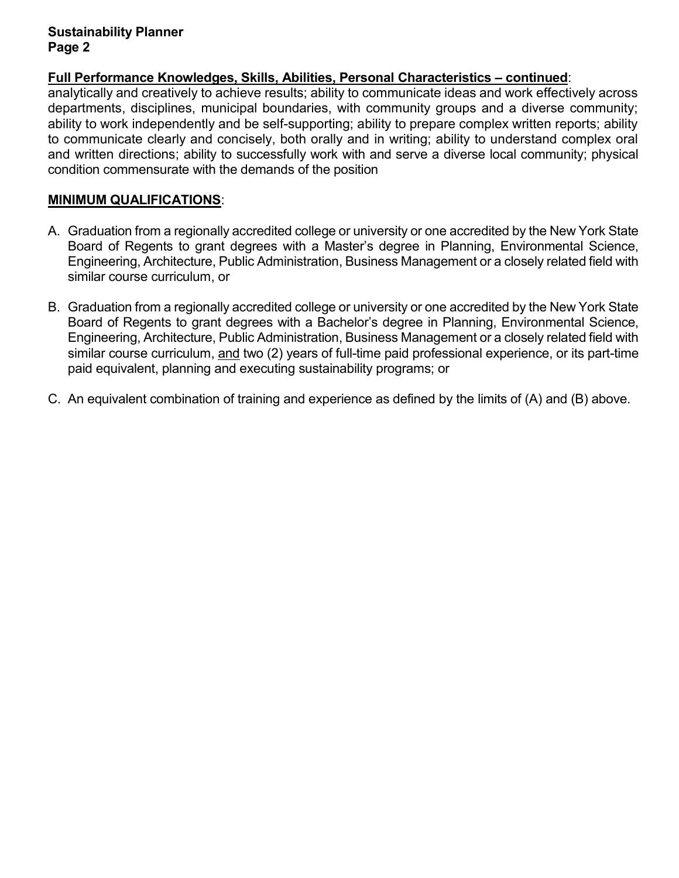**Full Performance Knowledges, Skills, Abilities, Personal Characteristics – continued**:
analytically and creatively to achieve results; ability to communicate ideas and work effectively across departments, disciplines, municipal boundaries, with community groups and a diverse community; ability to work independently and be self-supporting; ability to prepare complex written reports; ability to communicate clearly and concisely, both orally and in writing; ability to understand complex oral and written directions; ability to successfully work with and serve a diverse local community; physical condition commensurate with the demands of the position

**MINIMUM QUALIFICATIONS**:

A. Graduation from a regionally accredited college or university or one accredited by the New York State Board of Regents to grant degrees with a Master's degree in Planning, Environmental Science, Engineering, Architecture, Public Administration, Business Management or a closely related field with similar course curriculum, or

B. Graduation from a regionally accredited college or university or one accredited by the New York State Board of Regents to grant degrees with a Bachelor's degree in Planning, Environmental Science, Engineering, Architecture, Public Administration, Business Management or a closely related field with similar course curriculum, and two (2) years of full-time paid professional experience, or its part-time paid equivalent, planning and executing sustainability programs; or

C. An equivalent combination of training and experience as defined by the limits of (A) and (B) above.